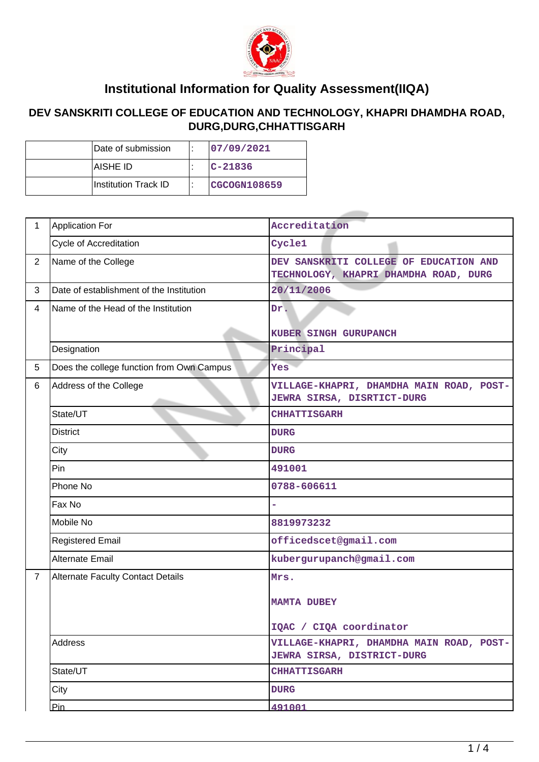# Institutional Information for Quality Assessment(IIQA)

## DEV SANSKRITI COLLEGE OF EDUCATION AND TECHNOLOGY, KHAPRI DHAMDHA ROAD, DURG,DURG,CHHATTISGARH

| | | | |
|---|---|---|---|
| | Date of submission | : | 07/09/2021 |
| | AISHE ID | : | C-21836 |
| | Institution Track ID | : | CGCOGN108659 |

| | | |
|---|---|---|
| 1 | Application For | Accreditation |
| | Cycle of Accreditation | Cycle1 |
| 2 | Name of the College | DEV SANSKRITI COLLEGE OF EDUCATION AND TECHNOLOGY, KHAPRI DHAMDHA ROAD, DURG |
| 3 | Date of establishment of the Institution | 20/11/2006 |
| 4 | Name of the Head of the Institution | Dr.<br><br>KUBER SINGH GURUPANCH |
| | Designation | Principal |
| 5 | Does the college function from Own Campus | Yes |
| 6 | Address of the College | VILLAGE-KHAPRI, DHAMDHA MAIN ROAD, POST-JEWRA SIRSA, DISRTICT-DURG |
| | State/UT | CHHATTISGARH |
| | District | DURG |
| | City | DURG |
| | Pin | 491001 |
| | Phone No | 0788-606611 |
| | Fax No | - |
| | Mobile No | 8819973232 |
| | Registered Email | officedscet@gmail.com |
| | Alternate Email | kubergurupanch@gmail.com |
| 7 | Alternate Faculty Contact Details | Mrs.<br><br>MAMTA DUBEY<br><br>IQAC / CIQA coordinator |
| | Address | VILLAGE-KHAPRI, DHAMDHA MAIN ROAD, POST-JEWRA SIRSA, DISTRICT-DURG |
| | State/UT | CHHATTISGARH |
| | City | DURG |
| | Pin | 491001 |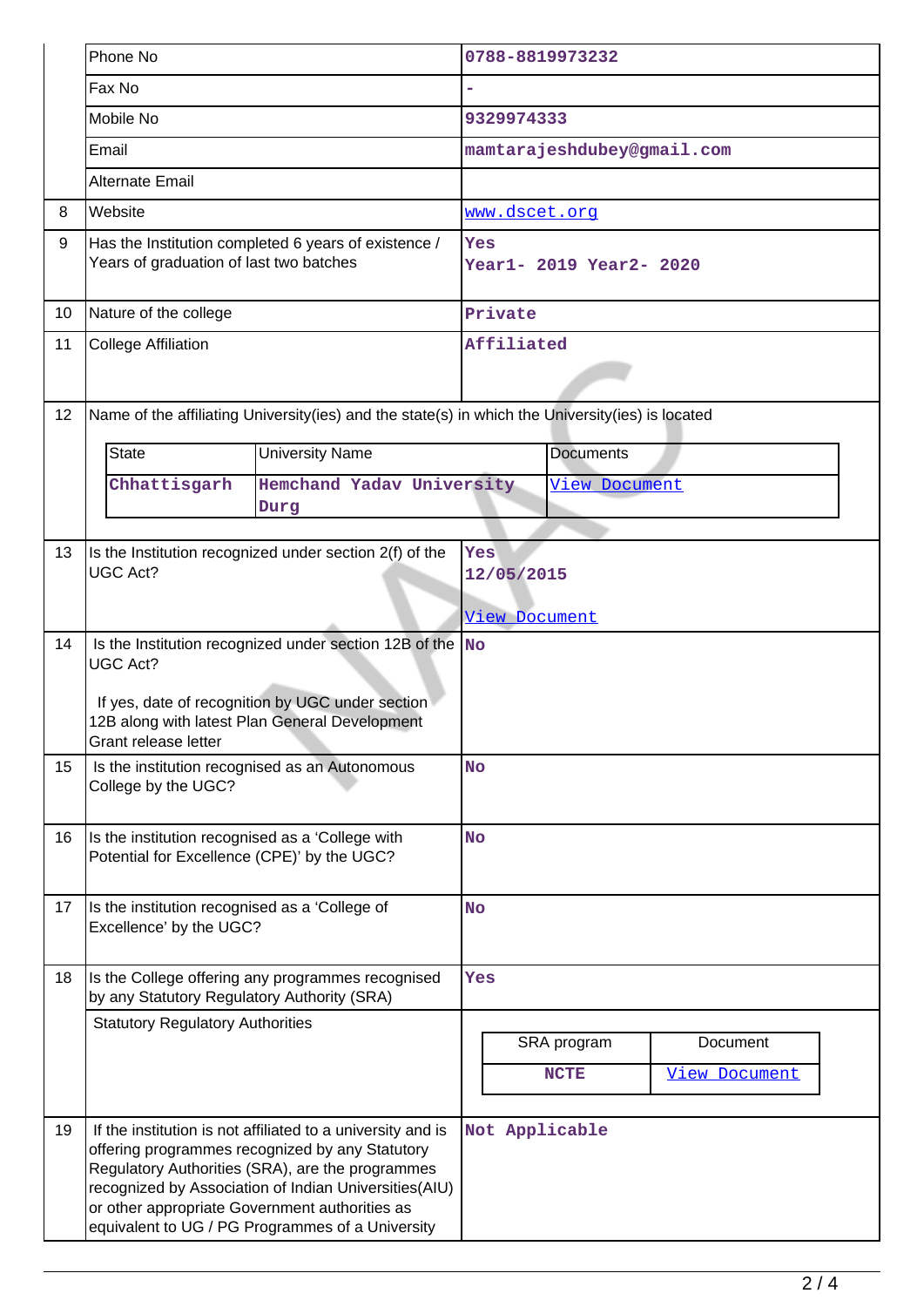| | | |
|---|---|---|
| | Phone No | 0788-8819973232 |
| | Fax No | - |
| | Mobile No | 9329974333 |
| | Email | mamtarajeshdubey@gmail.com |
| | Alternate Email | |
| 8 | Website | www.dscet.org |
| 9 | Has the Institution completed 6 years of existence / Years of graduation of last two batches | Yes<br>Year1- 2019 Year2- 2020 |
| 10 | Nature of the college | Private |
| 11 | College Affiliation | Affiliated |

12 Name of the affiliating University(ies) and the state(s) in which the University(ies) is located

| State | University Name | Documents |
|---|---|---|
| Chhattisgarh | Hemchand Yadav University Durg | View Document |

| | | |
|---|---|---|
| 13 | Is the Institution recognized under section 2(f) of the UGC Act? | Yes<br>12/05/2015<br><br>View Document |
| 14 | Is the Institution recognized under section 12B of the UGC Act?<br><br>If yes, date of recognition by UGC under section 12B along with latest Plan General Development Grant release letter | No |
| 15 | Is the institution recognised as an Autonomous College by the UGC? | No |
| 16 | Is the institution recognised as a 'College with Potential for Excellence (CPE)' by the UGC? | No |
| 17 | Is the institution recognised as a 'College of Excellence' by the UGC? | No |
| 18 | Is the College offering any programmes recognised by any Statutory Regulatory Authority (SRA) | Yes |
| | Statutory Regulatory Authorities | |

| SRA program | Document |
|---|---|
| NCTE | View Document |

| | | |
|---|---|---|
| 19 | If the institution is not affiliated to a university and is offering programmes recognized by any Statutory Regulatory Authorities (SRA), are the programmes recognized by Association of Indian Universities(AIU) or other appropriate Government authorities as equivalent to UG / PG Programmes of a University | Not Applicable |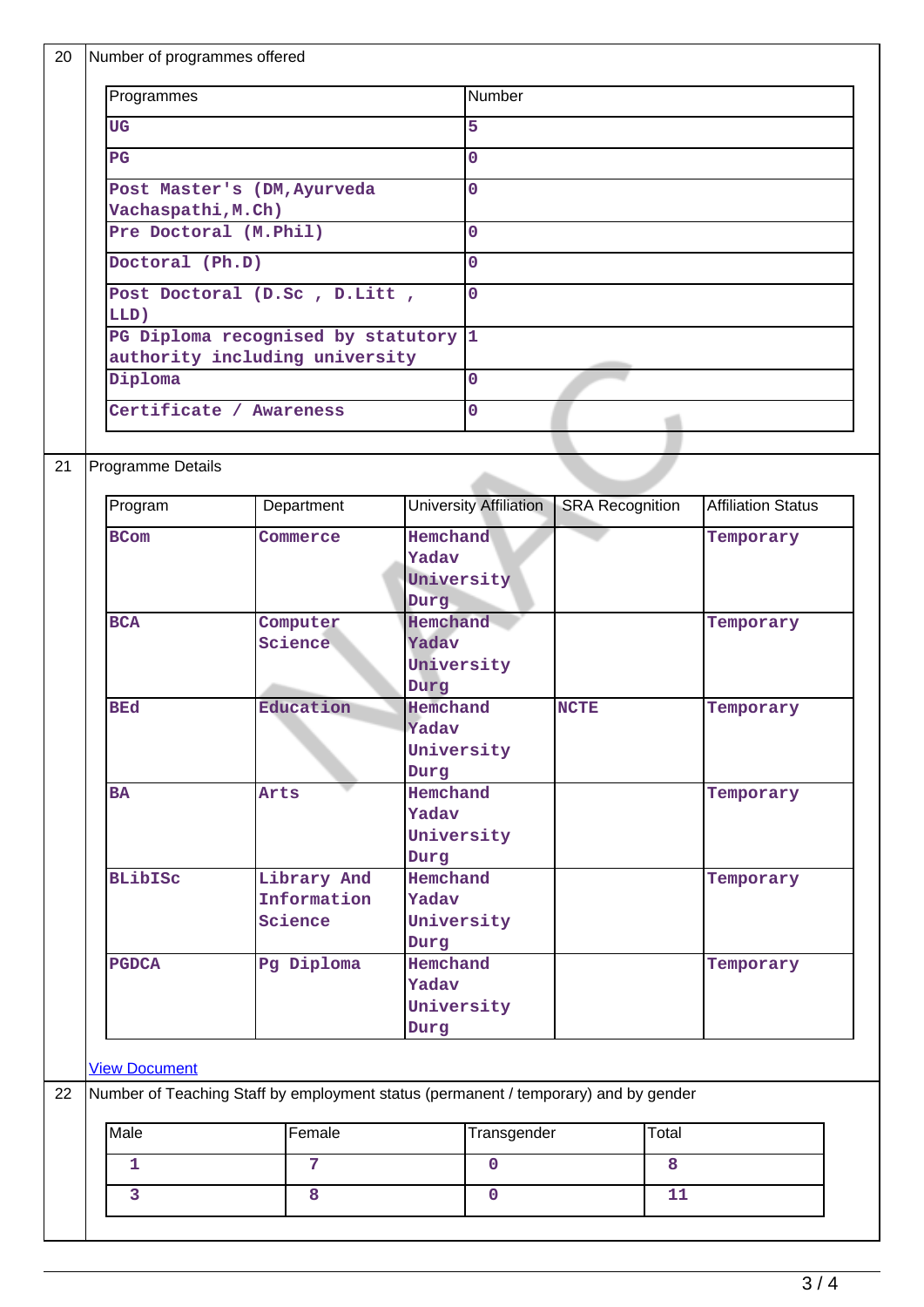| 20 | Number of programmes offered |
|---|---|

| Programmes | Number |
|---|---|
| UG | 5 |
| PG | 0 |
| Post Master's (DM,Ayurveda Vachaspathi,M.Ch) | 0 |
| Pre Doctoral (M.Phil) | 0 |
| Doctoral (Ph.D) | 0 |
| Post Doctoral (D.Sc , D.Litt , LLD) | 0 |
| PG Diploma recognised by statutory authority including university | 1 |
| Diploma | 0 |
| Certificate / Awareness | 0 |

| 21 | Programme Details |
|---|---|

| Program | Department | University Affiliation | SRA Recognition | Affiliation Status |
|---|---|---|---|---|
| BCom | Commerce | Hemchand Yadav University Durg | | Temporary |
| BCA | Computer Science | Hemchand Yadav University Durg | | Temporary |
| BEd | Education | Hemchand Yadav University Durg | NCTE | Temporary |
| BA | Arts | Hemchand Yadav University Durg | | Temporary |
| BLibISc | Library And Information Science | Hemchand Yadav University Durg | | Temporary |
| PGDCA | Pg Diploma | Hemchand Yadav University Durg | | Temporary |

View Document

| 22 | Number of Teaching Staff by employment status (permanent / temporary) and by gender |
|---|---|

| Male | Female | Transgender | Total |
|---|---|---|---|
| 1 | 7 | 0 | 8 |
| 3 | 8 | 0 | 11 |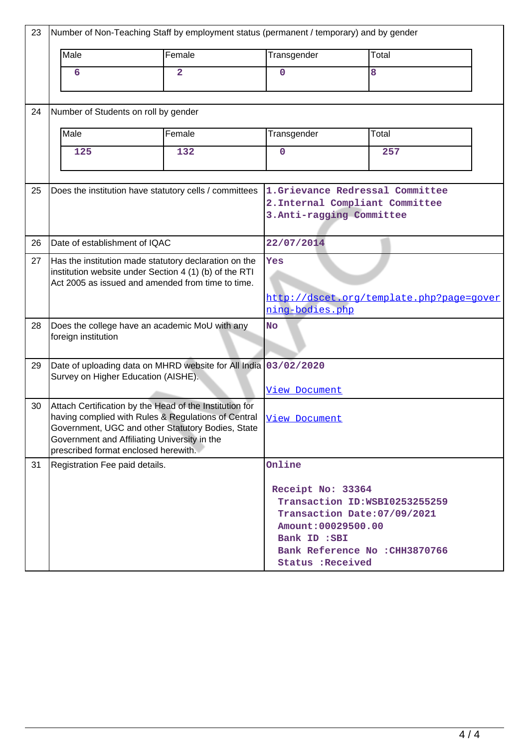| | | |
|---|---|---|
| 23 | Number of Non-Teaching Staff by employment status (permanent / temporary) and by gender | |

| Male | Female | Transgender | Total |
|---|---|---|---|
| 6 | 2 | 0 | 8 |

| | | |
|---|---|---|
| 24 | Number of Students on roll by gender | |

| Male | Female | Transgender | Total |
|---|---|---|---|
| 125 | 132 | 0 | 257 |

| | | |
|---|---|---|
| 25 | Does the institution have statutory cells / committees | 1.Grievance Redressal Committee<br>2.Internal Compliant Committee<br>3.Anti-ragging Committee |
| 26 | Date of establishment of IQAC | 22/07/2014 |
| 27 | Has the institution made statutory declaration on the institution website under Section 4 (1) (b) of the RTI Act 2005 as issued and amended from time to time. | Yes<br><br>http://dscet.org/template.php?page=governing-bodies.php |
| 28 | Does the college have an academic MoU with any foreign institution | No |
| 29 | Date of uploading data on MHRD website for All India Survey on Higher Education (AISHE). | 03/02/2020<br><br>View Document |
| 30 | Attach Certification by the Head of the Institution for having complied with Rules & Regulations of Central Government, UGC and other Statutory Bodies, State Government and Affiliating University in the prescribed format enclosed herewith. | View Document |
| 31 | Registration Fee paid details. | Online<br><br>Receipt No: 33364<br>Transaction ID:WSBI0253255259<br>Transaction Date:07/09/2021<br>Amount:00029500.00<br>Bank ID :SBI<br>Bank Reference No :CHH3870766<br>Status :Received |